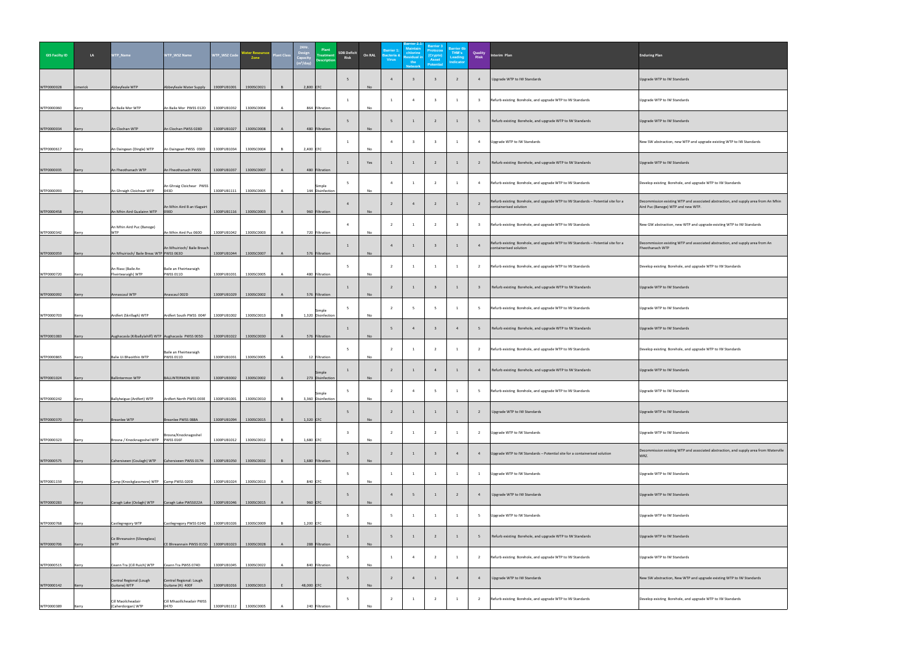| GIS Facility ID | LA | WTP_Name | WTP_WSZ Name | WTP_WSZ Code | Water Resource Zone | Plant Class | 24Hr. Design Capacity ($m^3$/day) | Plant Treatment Description | SDB Deficit Risk | On RAL | Barrier 1: Bacteria & Virus | Barrier 2.1: Maintain chlorine Residual in the Network | Barrier 3 Protozoa (Crypto) Asset Potential | Barrier 6b THM's Leading Indicator | Quality Risk | Interim Plan | Enduring Plan |
|---|---|---|---|---|---|---|---|---|---|---|---|---|---|---|---|---|---|
| WTP0000028 | Limerick | Abbeyfeale WTP | Abbeyfeale Water Supply | 1900PUB1001 | 1900SC0021 | B | 2,800 | CFC | 5 | No | 4 | 3 | 3 | 2 | 4 | Upgrade WTP to IW Standards | Upgrade WTP to IW Standards |
| WTP0000060 | Kerry | An Baile Mor WTP | An Baile Mor PWSS 012D | 1300PUB1032 | 1300SC0004 | A | 864 | Filtration | 1 | No | 1 | 4 | 3 | 1 | 3 | Refurb existing Borehole, and upgrade WTP to IW Standards | Upgrade WTP to IW Standards |
| WTP0000034 | Kerry | An Clochan WTP | An Clochan PWSS 028D | 1300PUB1027 | 1300SC0008 | A | 480 | Filtration | 5 | No | 5 | 1 | 2 | 1 | 5 | Refurb existing Borehole, and upgrade WTP to IW Standards | Upgrade WTP to IW Standards |
| WTP0000617 | Kerry | An Daingean (Dingle) WTP | An Daingean PWSS 030D | 1300PUB1034 | 1300SC0004 | B | 2,400 | CFC | 1 | No | 4 | 3 | 3 | 1 | 4 | Upgrade WTP to IW Standards | New SW abstraction, new WTP and upgrade existing WTP to IW Standards |
| WTP0000035 | Kerry | An Fheothanach WTP | An Fheothanach PWSS | 1300PUB1037 | 1300SC0007 | A | 480 | Filtration | 1 | Yes | 1 | 1 | 2 | 1 | 2 | Refurb existing Borehole, and upgrade WTP to IW Standards | Upgrade WTP to IW Standards |
| WTP0000093 | Kerry | An Ghraigh Cloichear WTP | An Ghraig Cloichear PWSS 043D | 1300PUB1111 | 1300SC0005 | A | 144 | Simple Disinfection | 5 | No | 4 | 1 | 2 | 1 | 4 | Refurb existing Borehole, and upgrade WTP to IW Standards | Develop existing Borehole, and upgrade WTP to IW Standards |
| WTP0000458 | Kerry | An Mhin Aird Gualainn WTP | An Mhin Aird B an tSagairt 099D | 1300PUB1116 | 1300SC0003 | A | 960 | Filtration | 4 | No | 2 | 4 | 2 | 1 | 2 | Refurb existing Borehole, and upgrade WTP to IW Standards – Potential site for a containerised solution | Decommission existing WTP and associated abstraction, and supply area from An Mhin Aird Puc (Banoge) WTP and new WTP. |
| WTP0000342 | Kerry | An Mhin Aird Puc (Banoge) WTP | An Mhin Aird Puc 060D | 1300PUB1042 | 1300SC0003 | A | 720 | Filtration | 4 | No | 2 | 1 | 2 | 3 | 3 | Refurb existing Borehole, and upgrade WTP to IW Standards | New GW abstraction, new WTP and upgrade existing WTP to IW Standards |
| WTP0000059 | Kerry | An Mhuirioch/ Baile Breac WTP | An Mhuirioch/ Baile Breach PWSS 063D | 1300PUB1044 | 1300SC0007 | A | 576 | Filtration | 1 | No | 4 | 1 | 3 | 1 | 4 | Refurb existing Borehole, and upgrade WTP to IW Standards – Potential site for a containerised solution | Decommission existing WTP and associated abstraction, and supply area from An Fheothanach WTP |
| WTP0000720 | Kerry | An Riasc (Baile An Fheirtearaigh) WTP | Baile an Fheirtearaigh PWSS 011D | 1300PUB1031 | 1300SC0005 | A | 480 | Filtration | 5 | No | 2 | 1 | 1 | 1 | 2 | Refurb existing Borehole, and upgrade WTP to IW Standards | Develop existing Borehole, and upgrade WTP to IW Standards |
| WTP0000092 | Kerry | Annascaul WTP | Anascaul 002D | 1300PUB1029 | 1300SC0002 | A | 576 | Filtration | 1 | No | 2 | 1 | 3 | 1 | 3 | Refurb existing Borehole, and upgrade WTP to IW Standards | Upgrade WTP to IW Standards |
| WTP0000703 | Kerry | Ardfert (Skrillagh) WTP | Ardfert South PWSS 004F | 1300PUB1002 | 1300SC0013 | B | 1,320 | Simple Disinfection | 5 | No | 2 | 5 | 5 | 1 | 5 | Refurb existing Borehole, and upgrade WTP to IW Standards | Upgrade WTP to IW Standards |
| WTP0001083 | Kerry | Aughacasla (Kilballylahiff) WTP | Aughacasla PWSS 005D | 1300PUB1022 | 1300SC0030 | A | 576 | Filtration | 1 | No | 5 | 4 | 3 | 4 | 5 | Refurb existing Borehole, and upgrade WTP to IW Standards | Upgrade WTP to IW Standards |
| WTP0000865 | Kerry | Baile Ui Bhaoithin WTP | Baile an Fheirtearaigh PWSS 011D | 1300PUB1031 | 1300SC0005 | A | 12 | Filtration | 5 | No | 2 | 1 | 2 | 1 | 2 | Refurb existing Borehole, and upgrade WTP to IW Standards | Develop existing Borehole, and upgrade WTP to IW Standards |
| WTP0001024 | Kerry | Ballintermon WTP | BALLINTERMON 003D | 1300PUB3002 | 1300SC0002 | A | 273 | Simple Disinfection | 1 | No | 2 | 1 | 4 | 1 | 4 | Refurb existing Borehole, and upgrade WTP to IW Standards | Upgrade WTP to IW Standards |
| WTP0000242 | Kerry | Ballyheigue (Ardfert) WTP | Ardfert North PWSS 003E | 1300PUB1001 | 1300SC0010 | B | 3,360 | Simple Disinfection | 5 | No | 2 | 4 | 5 | 1 | 5 | Refurb existing Borehole, and upgrade WTP to IW Standards | Upgrade WTP to IW Standards |
| WTP0000370 | Kerry | Breanlee WTP | Breanlee PWSS 088A | 1300PUB1094 | 1300SC0015 | B | 1,320 | CFC | 5 | No | 2 | 1 | 1 | 1 | 2 | Upgrade WTP to IW Standards | Upgrade WTP to IW Standards |
| WTP0000323 | Kerry | Brosna / Knocknagoshel WTP | Brosna/Knocknagoshel PWSS 016F | 1300PUB1012 | 1300SC0012 | B | 1,680 | CFC | 3 | No | 2 | 1 | 2 | 1 | 2 | Upgrade WTP to IW Standards | Upgrade WTP to IW Standards |
| WTP0000575 | Kerry | Cahersiveen (Coulagh) WTP | Cahersiveen PWSS 017H | 1300PUB1050 | 1300SC0032 | B | 1,680 | Filtration | 5 | No | 2 | 1 | 3 | 4 | 4 | Upgrade WTP to IW Standards – Potential site for a containerised solution | Decommission existing WTP and associated abstraction, and supply area from Waterville WRZ. |
| WTP0001159 | Kerry | Camp (Knockglassmore) WTP | Camp PWSS 020D | 1300PUB1024 | 1300SC0013 | A | 840 | CFC | 5 | No | 1 | 1 | 1 | 1 | 1 | Upgrade WTP to IW Standards | Upgrade WTP to IW Standards |
| WTP0000283 | Kerry | Caragh Lake (Oolagh) WTP | Caragh Lake PWSS022A | 1300PUB1046 | 1300SC0015 | A | 960 | CFC | 5 | No | 4 | 5 | 1 | 2 | 4 | Upgrade WTP to IW Standards | Upgrade WTP to IW Standards |
| WTP0000768 | Kerry | Castlegregory WTP | Castlegregory PWSS 024D | 1300PUB1026 | 1300SC0009 | B | 1,200 | CFC | 5 | No | 5 | 1 | 1 | 1 | 5 | Upgrade WTP to IW Standards | Upgrade WTP to IW Standards |
| WTP0000706 | Kerry | Ce Bhreanainn (Sleveglass) WTP | CE Bhreannain PWSS 015D | 1300PUB1023 | 1300SC0028 | A | 288 | Filtration | 1 | No | 5 | 1 | 2 | 1 | 5 | Refurb existing Borehole, and upgrade WTP to IW Standards | Upgrade WTP to IW Standards |
| WTP0000515 | Kerry | Ceann Tra (Cill Ruich) WTP | Ceann Tra PWSS 074D | 1300PUB1045 | 1300SC0022 | A | 840 | Filtration | 5 | No | 1 | 4 | 2 | 1 | 2 | Refurb existing Borehole, and upgrade WTP to IW Standards | Upgrade WTP to IW Standards |
| WTP0000142 | Kerry | Central Regional (Lough Guitane) WTP | Central Regional: Lough Guitane (H) 400F | 1300PUB1016 | 1300SC0013 | E | 48,000 | CFC | 5 | No | 2 | 4 | 1 | 4 | 4 | Upgrade WTP to IW Standards | New SW abstraction, New WTP and upgrade existing WTP to IW Standards |
| WTP0000389 | Kerry | Cill Maoilcheadair (Caherdorgan) WTP | Cill Mhaoilcheadair PWSS 047D | 1300PUB1112 | 1300SC0005 | A | 240 | Filtration | 5 | No | 2 | 1 | 2 | 1 | 2 | Refurb existing Borehole, and upgrade WTP to IW Standards | Develop existing Borehole, and upgrade WTP to IW Standards |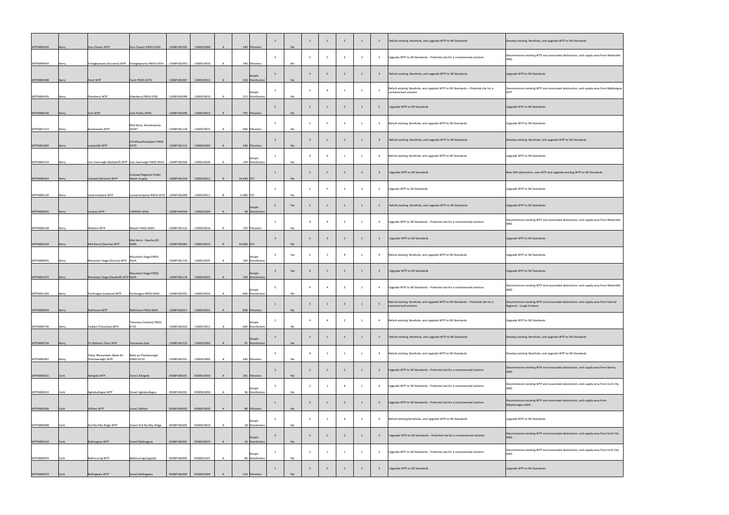| | | | | | | | | | | | | | | | | | | |
|---|---|---|---|---|---|---|---|---|---|---|---|---|---|---|---|---|---|---|
| WTP0000420 | Kerry | Dun Chaoin WTP | Dun Chaoin PWSS 034D | 1300PUB1035 | 1300SC0006 | A | 240 | Filtration | 5 | No | 2 | 1 | 2 | 1 | 2 | Refurb existing Borehole, and upgrade WTP to IW Standards | Develop existing Borehole, and upgrade WTP to IW Standards |
| WTP0000459 | Kerry | Emlaghpeasta (Gurrane) WTP | Emlaghpeasta PWSS 035H | 1300PUB1053 | 1300SC0016 | A | 240 | Filtration | 5 | No | 2 | 5 | 2 | 2 | 2 | Upgrade WTP to IW Standards – Potential site for a containerised solution | Decommission existing WTP and associated abstraction, and supply area from Waterville WRZ. |
| WTP0000448 | Kerry | Fenit WTP | Fenit PWSS 037D | 1300PUB1007 | 1300SC0013 | A | 336 | Simple Disinfection | 5 | No | 4 | 5 | 2 | 2 | 4 | Refurb existing Borehole, and upgrade WTP to IW Standards | Upgrade WTP to IW Standards |
| WTP0000476 | Kerry | Glenderry WTP | Glenderry PWSS 076E | 1300PUB1099 | 1300SC0010 | A | 312 | Simple Disinfection | 5 | No | 5 | 4 | 1 | 1 | 5 | Refurb existing Borehole, and upgrade WTP to IW Standards – Potential site for a containerised solution | Decommission existing WTP and associated abstraction, and supply area from Ballyheigue WTP |
| WTP0000530 | Kerry | Inch WTP | Inch Public 044D | 1300PUB1040 | 1300SC0013 | A | 792 | Filtration | 5 | No | 2 | 1 | 5 | 1 | 5 | Upgrade WTP to IW Standards | Upgrade WTP to IW Standards |
| WTP0001153 | Kerry | Knockavota WTP | Mid Kerry: Knocknavota 302A* | 1300PUB1118 | 1300SC0015 | A | 600 | Filtration | 5 | No | 2 | 5 | 3 | 1 | 3 | Refurb existing Borehole, and upgrade WTP to IW Standards | Upgrade WTP to IW Standards |
| WTP0001000 | Kerry | Leataoibh WTP | Cill Mhaoilcheadair PWSS 047D | 1300PUB1112 | 1300SC0005 | A | 240 | Filtration | 5 | No | 4 | 1 | 2 | 1 | 4 | Refurb existing Borehole, and upgrade WTP to IW Standards | Develop existing Borehole, and upgrade WTP to IW Standards |
| WTP0000154 | Kerry | Lios Cearnaigh (Ballyduff) WTP | Lios Cearnaigh PWSS 052D | 1300PUB1028 | 1300SC0026 | A | 144 | Simple Disinfection | 1 | No | 4 | 4 | 1 | 1 | 4 | Refurb existing Borehole, and upgrade WTP to IW Standards | Upgrade WTP to IW Standards |
| WTP0000363 | Kerry | Listowel (Dromin) WTP | Listowel Regional Public Water Supply | 1300PUB1204 | 1300SC0011 | D | 14,400 | CFC | 1 | No | 2 | 5 | 2 | 4 | 4 | Upgrade WTP to IW Standards | New GW abstraction, new WTP and upgrade existing WTP to IW Standards |
| WTP0000139 | Kerry | Lyracrompane WTP | Lyreacrompane RWSS 057E | 1300PUB1009 | 1300SC0011 | B | 4,080 | CFC | 1 | No | 2 | 5 | 3 | 3 | 3 | Upgrade WTP to IW Standards | Upgrade WTP to IW Standards |
| WTP0000952 | Kerry | Lyranes WTP | LYRANES 303A | 1300PUB4104 | 1300SC0024 | A | 48 | Simple Disinfection | 5 | Yes | 2 | 1 | 1 | 1 | 2 | Refurb existing Borehole, and upgrade WTP to IW Standards | Upgrade WTP to IW Standards |
| WTP0000158 | Kerry | Malainn WTP | Maulin PWSS 066H | 1300PUB1115 | 1300SC0016 | A | 720 | Filtration | 5 | No | 4 | 4 | 3 | 1 | 4 | Upgrade WTP to IW Standards – Potential site for a containerised solution | Decommission existing WTP and associated abstraction, and supply area from Waterville WRZ. |
| WTP0000164 | Kerry | Mid-Kerry (Gearha) WTP | Mid Kerry : Gearha (H) 300A | 1300PUB1063 | 1300SC0015 | D | 14,664 | CFC | 5 | No | 2 | 3 | 2 | 1 | 2 | Upgrade WTP to IW Standards | Upgrade WTP to IW Standards |
| WTP0000876 | Kerry | Mountain Stage (Droum) WTP | Mountain Stage PWSS 062A | 1300PUB1119 | 1300SC0025 | A | 190 | Simple Disinfection | 5 | Yes | 2 | 1 | 4 | 1 | 4 | Refurb existing Borehole, and upgrade WTP to IW Standards | Upgrade WTP to IW Standards |
| WTP0001072 | Kerry | Mountain Stage (Kealduff) WTP | Mountain Stage PWSS 062A | 1300PUB1119 | 1300SC0025 | A | 744 | Simple Disinfection | 5 | Yes | 4 | 1 | 5 | 1 | 5 | Upgrade WTP to IW Standards | Upgrade WTP to IW Standards |
| WTP0001183 | Kerry | Portmagee (Lateeve) WTP | Portmagee PWSS 064H | 1300PUB1055 | 1300SC0016 | A | 600 | Simple Disinfection | 5 | No | 4 | 4 | 3 | 1 | 4 | Upgrade WTP to IW Standards – Potential site for a containerised solution | Decommission existing WTP and associated abstraction, and supply area from Waterville WRZ. |
| WTP0000659 | Kerry | Rathmore WTP | Rathmore PWSS 065A | 1300PUB1017 | 1300SC0031 | A | 840 | Filtration | 1 | No | 5 | 1 | 2 | 1 | 5 | Refurb existing Borehole, and upgrade WTP to IW Standards – Potential site for a containerised solution | Decommission existing WTP and associated abstraction, and supply area from Central Regional - Lough Guitane |
| WTP0000730 | Kerry | Tarbert (Tieraclea) WTP | Tieraclea (Tarbert) PWSS 071E | 1300PUB1010 | 1300SC0011 | A | 600 | Simple Disinfection | 1 | No | 4 | 4 | 2 | 1 | 4 | Refurb existing Borehole, and upgrade WTP to IW Standards | Upgrade WTP to IW Standards |
| WTP0000734 | Kerry | Tir Abhainn Thoir WTP | Teeravane East | 1300PUB1123 | 1300SC0005 | A | 91 | Simple Disinfection | 5 | No | 5 | 1 | 5 | 1 | 5 | Refurb existing Borehole, and upgrade WTP to IW Standards | Develop existing Borehole, and upgrade WTP to IW Standards |
| WTP0000307 | Kerry | Tobar Bhreandain (Baile An Fheirtearaigh) WTP | Baile an Fheirtearaigh PWSS 011D | 1300PUB1031 | 1300SC0005 | A | 240 | Filtration | 5 | No | 4 | 1 | 1 | 1 | 4 | Refurb existing Borehole, and upgrade WTP to IW Standards | Develop existing Borehole, and upgrade WTP to IW Standards |
| WTP0000021 | Cork | Adrigole WTP | Zone1 Adrigole | 0500PUB4201 | 0500SC0033 | A | 181 | Filtration | 5 | No | 2 | 1 | 2 | 1 | 2 | Upgrade WTP to IW Standards – Potential site for a containerised solution | Decommission existing WTP and associated abstraction, and supply area from Bantry WRZ. |
| WTP0000022 | Cork | Aghabullogue WTP | Zone2 Aghabullogue | 0500PUB3201 | 0500SC0059 | A | 36 | Simple Disinfection | 5 | No | 2 | 1 | 4 | 1 | 4 | Upgrade WTP to IW Standards – Potential site for a containerised solution | Decommission existing WTP and associated abstraction, and supply area from Cork City WRZ. |
| WTP0000036 | Cork | Allihies WTP | Zone1 Allihies | 0500PUB4202 | 0500SC0035 | A | 80 | Filtration | 1 | No | 2 | 1 | 2 | 1 | 2 | Upgrade WTP to IW Standards – Potential site for a containerised solution | Decommission existing WTP and associated abstraction, and supply area from Ballydonegan GWS. |
| WTP0000098 | Cork | Ard Na Killy Ridge WTP | Zone2 Ard Na Killy Ridge | 0500PUB2201 | 0500SC0019 | A | 18 | Simple Disinfection | 5 | No | 2 | 1 | 4 | 1 | 4 | Refurb existing Boreholes, and upgrade WTP to IW Standards | Upgrade WTP to IW Standards |
| WTP0000124 | Cork | Ballinagree WTP | Zone2 Ballinagree | 0500PUB2301 | 0500SC0073 | A | 42 | Simple Disinfection | 5 | No | 3 | 1 | 1 | 1 | 3 | Upgrade WTP to IW Standards – Potential site for a containerised solution | Decommission existing WTP and associated abstraction, and supply area from Cork City WRZ. |
| WTP0000079 | Cork | Ballincurrig WTP | Ballincurrig/Lisgoold | 0500PUB2405 | 0500SC0167 | A | 96 | Simple Disinfection | 1 | No | 2 | 1 | 1 | 1 | 2 | Upgrade WTP to IW Standards – Potential site for a containerised solution | Decommission existing WTP and associated abstraction, and supply area from Cork City WRZ. |
| WTP0000073 | Cork | Ballingeary WTP | Zone2 Ballingeary | 0500PUB2302 | 0500SC0009 | A | 114 | Filtration | 1 | No | 2 | 5 | 1 | 5 | 5 | Upgrade WTP to IW Standards | Upgrade WTP to IW Standards |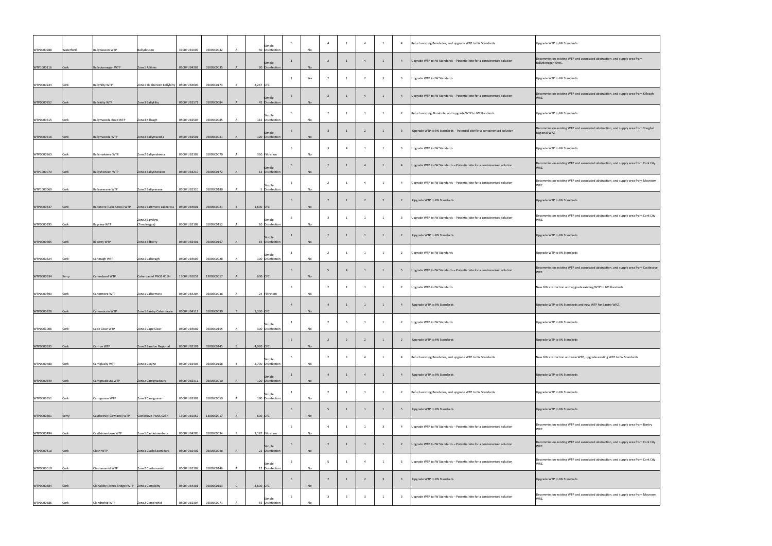| | | | | | | | | | | | | | | | | | |
|---|---|---|---|---|---|---|---|---|---|---|---|---|---|---|---|---|---|
| WTP0000288 | Waterford | Ballydasoon WTP | Ballydasoon | 3100PUB1007 | 0500SC0042 | A | 50 | Simple Disinfection | 5 | No | 4 | 1 | 4 | 1 | 4 | Refurb existing Boreholes, and upgrade WTP to IW Standards | Upgrade WTP to IW Standards |
| WTP1000116 | Cork | Ballydonnegan WTP | Zone1 Allihies | 0500PUB4202 | 0500SC0035 | A | 20 | Simple Disinfection | 1 | No | 2 | 1 | 4 | 1 | 4 | Upgrade WTP to IW Standards – Potential site for a containerised solution | Decommission existing WTP and associated abstraction, and supply area from Ballydonegan GWS. |
| WTP0000244 | Cork | Ballyhilty WTP | Zone1 Skibbereen Ballyhilty | 0500PUB4605 | 0500SC0173 | B | 8,267 | CFC | 1 | Yes | 2 | 1 | 2 | 3 | 3 | Upgrade WTP to IW Standards | Upgrade WTP to IW Standards |
| WTP0000252 | Cork | Ballykilty WTP | Zone3 Ballykilty | 0500PUB2571 | 0500SC0084 | A | 42 | Simple Disinfection | 5 | No | 2 | 1 | 4 | 1 | 4 | Upgrade WTP to IW Standards – Potential site for a containerised solution | Decommission existing WTP and associated abstraction, and supply area from Killeagh WRZ. |
| WTP0000315 | Cork | Ballymacoda Road WTP | Zone3 Killeagh | 0500PUB2504 | 0500SC0085 | A | 115 | Simple Disinfection | 5 | No | 2 | 1 | 1 | 1 | 2 | Refurb existing Borehole, and upgrade WTP to IW Standards | Upgrade WTP to IW Standards |
| WTP0000316 | Cork | Ballymacoda WTP | Zone3 Ballymacoda | 0500PUB2501 | 0500SC0041 | A | 120 | Simple Disinfection | 5 | No | 3 | 1 | 2 | 1 | 3 | Upgrade WTP to IW Standards – Potential site for a containerised solution | Decommission existing WTP and associated abstraction, and supply area from Youghal Regional WRZ. |
| WTP0000263 | Cork | Ballymakeera WTP | Zone2 Ballymakeera | 0500PUB2303 | 0500SC0070 | A | 360 | Filtration | 5 | No | 3 | 4 | 1 | 1 | 3 | Upgrade WTP to IW Standards | Upgrade WTP to IW Standards |
| WTP1000070 | Cork | Ballyshoneen WTP | Zone3 Ballyshoneen | 0500PUB3210 | 0500SC0172 | A | 12 | Simple Disinfection | 5 | No | 2 | 1 | 4 | 1 | 4 | Upgrade WTP to IW Standards – Potential site for a containerised solution | Decommission existing WTP and associated abstraction, and supply area from Cork City WRZ. |
| WTP1000069 | Cork | Ballyveerane WTP | Zone2 Ballyveerane | 0500PUB2310 | 0500SC0180 | A | 5 | Simple Disinfection | 5 | No | 2 | 1 | 4 | 1 | 4 | Upgrade WTP to IW Standards – Potential site for a containerised solution | Decommission existing WTP and associated abstraction, and supply area from Macroom WRZ. |
| WTP0000337 | Cork | Baltimore (Lake Cross) WTP | Zone1 Baltimore Lakecross | 0500PUB4601 | 0500SC0021 | B | 1,600 | CFC | 5 | No | 2 | 1 | 2 | 2 | 2 | Upgrade WTP to IW Standards | Upgrade WTP to IW Standards |
| WTP0000295 | Cork | Bayview WTP | Zone2 Bayview (Timoleague) | 0500PUB2109 | 0500SC0152 | A | 10 | Simple Disinfection | 5 | No | 3 | 1 | 1 | 1 | 3 | Upgrade WTP to IW Standards – Potential site for a containerised solution | Decommission existing WTP and associated abstraction, and supply area from Cork City WRZ. |
| WTP0000305 | Cork | Bilberry WTP | Zone3 Bilberry | 0500PUB2401 | 0500SC0157 | A | 15 | Simple Disinfection | 1 | No | 2 | 1 | 1 | 1 | 2 | Upgrade WTP to IW Standards | Upgrade WTP to IW Standards |
| WTP0000324 | Cork | Caheragh WTP | Zone1 Caheragh | 0500PUB4607 | 0500SC0028 | A | 100 | Simple Disinfection | 1 | No | 2 | 1 | 1 | 1 | 2 | Upgrade WTP to IW Standards | Upgrade WTP to IW Standards |
| WTP0000334 | Kerry | Caherdaniel WTP | Caherdaniel PWSS 019H | 1300PUB1051 | 1300SC0017 | A | 600 | CFC | 5 | No | 5 | 4 | 1 | 1 | 5 | Upgrade WTP to IW Standards – Potential site for a containerised solution | Decommission existing WTP and associated abstraction, and supply area from Castlecove WTP. |
| WTP0000390 | Cork | Cahermore WTP | Zone1 Cahermore | 0500PUB4204 | 0500SC0036 | A | 24 | Filtration | 3 | No | 2 | 1 | 1 | 1 | 2 | Upgrade WTP to IW Standards | New GW abstraction and upgrade existing WTP to IW Standards |
| WTP0000828 | Cork | Cahernacrin WTP | Zone1 Bantry Cahernacrin | 0500PUB4111 | 0500SC0030 | B | 1,330 | CFC | 4 | No | 4 | 1 | 1 | 1 | 4 | Upgrade WTP to IW Standards | Upgrade WTP to IW Standards and new WTP for Bantry WRZ. |
| WTP0001006 | Cork | Cape Clear WTP | Zone1 Cape Clear | 0500PUB4602 | 0500SC0155 | A | 300 | Simple Disinfection | 1 | No | 2 | 5 | 1 | 1 | 2 | Upgrade WTP to IW Standards | Upgrade WTP to IW Standards |
| WTP0000335 | Cork | Carhue WTP | Zone2 Bandon Regional | 0500PUB2101 | 0500SC0145 | B | 4,920 | CFC | 5 | No | 2 | 2 | 2 | 1 | 2 | Upgrade WTP to IW Standards | Upgrade WTP to IW Standards |
| WTP0000488 | Cork | Carriglusky WTP | Zone3 Cloyne | 0500PUB2403 | 0500SC0158 | B | 2,700 | Simple Disinfection | 5 | No | 2 | 3 | 4 | 1 | 4 | Refurb existing Boreholes, and upgrade WTP to IW Standards | New GW abstraction and new WTP, upgrade existing WTP to IW Standards |
| WTP0000349 | Cork | Carrignadoura WTP | Zone2 Carrignadoura | 0500PUB2311 | 0500SC0010 | A | 120 | Simple Disinfection | 1 | No | 4 | 1 | 4 | 1 | 4 | Upgrade WTP to IW Standards | Upgrade WTP to IW Standards |
| WTP0000351 | Cork | Carrignavar WTP | Zone3 Carrignavar | 0500PUB3301 | 0500SC0050 | A | 190 | Simple Disinfection | 1 | No | 2 | 1 | 1 | 1 | 2 | Refurb existing Boreholes, and upgrade WTP to IW Standards | Upgrade WTP to IW Standards |
| WTP0000501 | Kerry | Castlecove (Gowlane) WTP | Castlecove PWSS 023H | 1300PUB1052 | 1300SC0017 | A | 600 | CFC | 5 | No | 5 | 1 | 1 | 1 | 5 | Upgrade WTP to IW Standards | Upgrade WTP to IW Standards |
| WTP0000494 | Cork | Castletownbere WTP | Zone1 Castletownbere | 0500PUB4205 | 0500SC0034 | B | 3,187 | Filtration | 5 | No | 4 | 1 | 1 | 3 | 4 | Upgrade WTP to IW Standards – Potential site for a containerised solution | Decommission existing WTP and associated abstraction, and supply area from Bantry WRZ. |
| WTP0000518 | Cork | Clash WTP | Zone3 Clash/Leamleara | 0500PUB2402 | 0500SC0048 | A | 22 | Simple Disinfection | 5 | No | 2 | 1 | 1 | 1 | 2 | Upgrade WTP to IW Standards – Potential site for a containerised solution | Decommission existing WTP and associated abstraction, and supply area from Cork City WRZ. |
| WTP0000519 | Cork | Clashanamid WTP | Zone2 Clashanamid | 0500PUB2102 | 0500SC0146 | A | 12 | Simple Disinfection | 3 | No | 5 | 1 | 4 | 1 | 5 | Upgrade WTP to IW Standards – Potential site for a containerised solution | Decommission existing WTP and associated abstraction, and supply area from Cork City WRZ. |
| WTP0000584 | Cork | Clonakilty (Jones Bridge) WTP | Zone1 Clonakilty | 0500PUB4301 | 0500SC0153 | C | 8,600 | CFC | 5 | No | 2 | 1 | 2 | 3 | 3 | Upgrade WTP to IW Standards | Upgrade WTP to IW Standards |
| WTP0000586 | Cork | Clondrohid WTP | Zone2 Clondrohid | 0500PUB2304 | 0500SC0071 | A | 55 | Simple Disinfection | 5 | No | 3 | 5 | 3 | 1 | 3 | Upgrade WTP to IW Standards – Potential site for a containerised solution | Decommission existing WTP and associated abstraction, and supply area from Macroom WRZ. |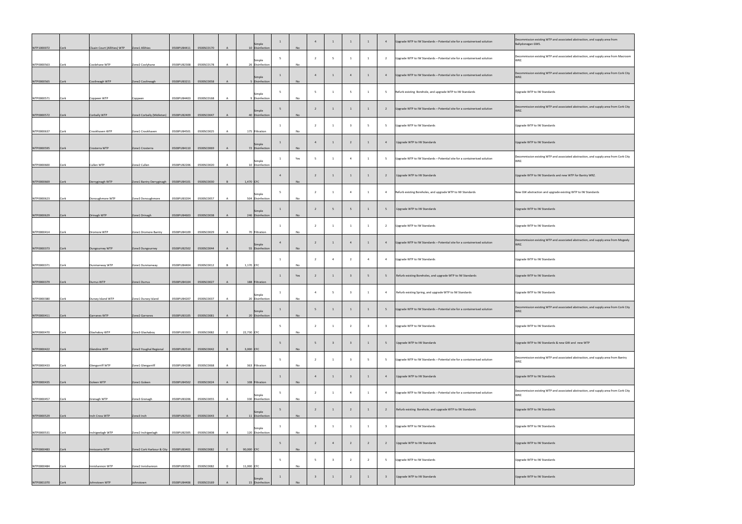| | | | | | | | | | | | | | | | | | |
|---|---|---|---|---|---|---|---|---|---|---|---|---|---|---|---|---|---|
| WTP1000072 | Cork | Cluain Court (Allihies) WTP | Zone1 Allihies | 0500PUB4411 | 0500SC0170 | A | 10 | Simple Disinfection | 1 | No | 4 | 1 | 1 | 1 | 4 | Upgrade WTP to IW Standards – Potential site for a containerised solution | Decommission existing WTP and associated abstraction, and supply area from Ballydonegan GWS. |
| WTP0000563 | Cork | Coolehane WTP | Zone2 Coolyhane | 0500PUB2308 | 0500SC0178 | A | 26 | Simple Disinfection | 5 | No | 2 | 5 | 1 | 1 | 2 | Upgrade WTP to IW Standards – Potential site for a containerised solution | Decommission existing WTP and associated abstraction, and supply area from Macroom WRZ. |
| WTP0000565 | Cork | Coolineagh WTP | Zone2 Coolineagh | 0500PUB3211 | 0500SC0058 | A | 5 | Simple Disinfection | 1 | No | 4 | 1 | 4 | 1 | 4 | Upgrade WTP to IW Standards – Potential site for a containerised solution | Decommission existing WTP and associated abstraction, and supply area from Cork City WRZ. |
| WTP0000571 | Cork | Coppeen WTP | Coppeen | 0500PUB4403 | 0500SC0168 | A | 9 | Simple Disinfection | 5 | No | 5 | 1 | 5 | 1 | 5 | Refurb existing Borehole, and upgrade WTP to IW Standards | Upgrade WTP to IW Standards |
| WTP0000572 | Cork | Corbally WTP | Zone3 Corbally (Midleton) | 0500PUB2409 | 0500SC0047 | A | 40 | Simple Disinfection | 5 | No | 2 | 1 | 1 | 1 | 2 | Upgrade WTP to IW Standards – Potential site for a containerised solution | Decommission existing WTP and associated abstraction, and supply area from Cork City WRZ. |
| WTP0000637 | Cork | Crookhaven WTP | Zone1 Crookhaven | 0500PUB4501 | 0500SC0025 | A | 175 | Filtration | 1 | No | 2 | 1 | 3 | 5 | 5 | Upgrade WTP to IW Standards | Upgrade WTP to IW Standards |
| WTP0000595 | Cork | Crosterra WTP | Zone1 Crosterra | 0500PUB4110 | 0500SC0069 | A | 72 | Simple Disinfection | 1 | No | 4 | 1 | 2 | 1 | 4 | Upgrade WTP to IW Standards | Upgrade WTP to IW Standards |
| WTP0000600 | Cork | Cullen WTP | Zone2 Cullen | 0500PUB2206 | 0500SC0020 | A | 10 | Simple Disinfection | 1 | Yes | 5 | 1 | 4 | 1 | 5 | Upgrade WTP to IW Standards – Potential site for a containerised solution | Decommission existing WTP and associated abstraction, and supply area from Cork City WRZ. |
| WTP0000669 | Cork | Derryginagh WTP | Zone1 Bantry Derryginagh | 0500PUB4101 | 0500SC0030 | B | 1,470 | CFC | 4 | No | 2 | 1 | 1 | 1 | 2 | Upgrade WTP to IW Standards | Upgrade WTP to IW Standards and new WTP for Bantry WRZ. |
| WTP0000623 | Cork | Donoughmore WTP | Zone3 Donoughmore | 0500PUB3204 | 0500SC0057 | A | 504 | Simple Disinfection | 5 | No | 2 | 1 | 4 | 1 | 4 | Refurb existing Boreholes, and upgrade WTP to IW Standards | New GW abstraction and upgrade existing WTP to IW Standards |
| WTP0000629 | Cork | Drinagh WTP | Zone1 Drinagh | 0500PUB4603 | 0500SC0038 | A | 246 | Simple Disinfection | 1 | No | 2 | 5 | 5 | 1 | 5 | Upgrade WTP to IW Standards | Upgrade WTP to IW Standards |
| WTP0000414 | Cork | Dromore WTP | Zone1 Dromore Bantry | 0500PUB4109 | 0500SC0029 | A | 70 | Filtration | 1 | No | 2 | 1 | 1 | 1 | 2 | Upgrade WTP to IW Standards | Upgrade WTP to IW Standards |
| WTP0000373 | Cork | Dungourney WTP | Zone3 Dungourney | 0500PUB2502 | 0500SC0044 | A | 55 | Simple Disinfection | 4 | No | 2 | 1 | 4 | 1 | 4 | Upgrade WTP to IW Standards – Potential site for a containerised solution | Decommission existing WTP and associated abstraction, and supply area from Mogeely WRZ. |
| WTP0000371 | Cork | Dunmanway WTP | Zone1 Dunmanway | 0500PUB4404 | 0500SC0012 | B | 1,170 | CFC | 1 | No | 2 | 4 | 2 | 4 | 4 | Upgrade WTP to IW Standards | Upgrade WTP to IW Standards |
| WTP0000379 | Cork | Durrus WTP | Zone1 Durrus | 0500PUB4104 | 0500SC0027 | A | 188 | Filtration | 1 | Yes | 2 | 1 | 3 | 5 | 5 | Refurb existing Boreholes, and upgrade WTP to IW Standards | Upgrade WTP to IW Standards |
| WTP0000380 | Cork | Dursey Island WTP | Zone1 Dursey Island | 0500PUB4207 | 0500SC0037 | A | 20 | Simple Disinfection | 1 | No | 4 | 5 | 3 | 1 | 4 | Refurb existing Spring, and upgrade WTP to IW Standards | Upgrade WTP to IW Standards |
| WTP0000411 | Cork | Garranes WTP | Zone2 Garranes | 0500PUB3105 | 0500SC0081 | A | 20 | Simple Disinfection | 1 | No | 5 | 1 | 1 | 1 | 5 | Upgrade WTP to IW Standards – Potential site for a containerised solution | Decommission existing WTP and associated abstraction, and supply area from Cork City WRZ. |
| WTP0000470 | Cork | Glashaboy WTP | Zone3 Glashaboy | 0500PUB3303 | 0500SC0082 | E | 22,730 | CFC | 5 | No | 2 | 1 | 2 | 3 | 3 | Upgrade WTP to IW Standards | Upgrade WTP to IW Standards |
| WTP0000422 | Cork | Glendine WTP | Zone3 Youghal Regional | 0500PUB2510 | 0500SC0042 | B | 3,000 | CFC | 5 | No | 5 | 3 | 3 | 1 | 5 | Upgrade WTP to IW Standards | Upgrade WTP to IW Standards & new GW and new WTP |
| WTP0000433 | Cork | Glengarriff WTP | Zone1 Glengarriff | 0500PUB4208 | 0500SC0068 | A | 363 | Filtration | 5 | No | 2 | 1 | 3 | 5 | 5 | Upgrade WTP to IW Standards – Potential site for a containerised solution | Decommission existing WTP and associated abstraction, and supply area from Bantry WRZ. |
| WTP0000435 | Cork | Goleen WTP | Zone1 Goleen | 0500PUB4502 | 0500SC0024 | A | 108 | Filtration | 1 | No | 4 | 1 | 3 | 1 | 4 | Upgrade WTP to IW Standards | Upgrade WTP to IW Standards |
| WTP0000457 | Cork | Grenagh WTP | Zone3 Grenagh | 0500PUB3206 | 0500SC0055 | A | 330 | Simple Disinfection | 5 | No | 2 | 1 | 4 | 1 | 4 | Upgrade WTP to IW Standards – Potential site for a containerised solution | Decommission existing WTP and associated abstraction, and supply area from Cork City WRZ. |
| WTP0000529 | Cork | Inch Cross WTP | Zone3 Inch | 0500PUB2503 | 0500SC0043 | A | 11 | Simple Disinfection | 5 | No | 2 | 1 | 2 | 1 | 2 | Refurb existing Borehole, and upgrade WTP to IW Standards | Upgrade WTP to IW Standards |
| WTP0000531 | Cork | Inchigeelagh WTP | Zone2 Inchigeelagh | 0500PUB2305 | 0500SC0008 | A | 120 | Simple Disinfection | 1 | No | 3 | 1 | 1 | 1 | 3 | Upgrade WTP to IW Standards | Upgrade WTP to IW Standards |
| WTP0000483 | Cork | Inniscarra WTP | Zone2 Cork Harbour & City | 0500PUB3401 | 0500SC0082 | E | 90,000 | CFC | 5 | No | 2 | 4 | 2 | 2 | 2 | Upgrade WTP to IW Standards | Upgrade WTP to IW Standards |
| WTP0000484 | Cork | Innishannon WTP | Zone2 Innishannon | 0500PUB3501 | 0500SC0082 | D | 11,000 | CFC | 5 | No | 5 | 3 | 2 | 2 | 5 | Upgrade WTP to IW Standards | Upgrade WTP to IW Standards |
| WTP0001070 | Cork | Johnstown WTP | Johnstown | 0500PUB4406 | 0500SC0169 | A | 15 | Simple Disinfection | 1 | No | 3 | 1 | 2 | 1 | 3 | Upgrade WTP to IW Standards | Upgrade WTP to IW Standards |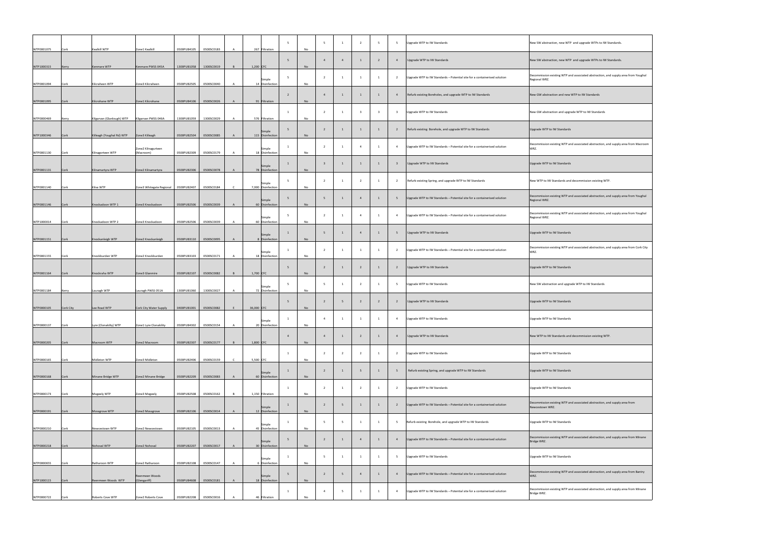| | | | | | | | | | | | | | | | | | |
|---|---|---|---|---|---|---|---|---|---|---|---|---|---|---|---|---|---|
| WTP0001075 | Cork | Kealkill WTP | Zone1 Kealkill | 0500PUB4105 | 0500SC0183 | A | 267 | Filtration | 5 | No | 5 | 1 | 2 | 5 | 5 | Upgrade WTP to IW Standards | New SW abstraction, new WTP and upgrade WTPs to IW Standards. |
| WTP1000315 | Kerry | Kenmare WTP | Kenmare PWSS 045A | 1300PUB1058 | 1300SC0019 | B | 1,200 | CFC | 5 | No | 4 | 4 | 1 | 2 | 4 | Upgrade WTP to IW Standards | New SW abstraction, new WTP and upgrade WTPs to IW Standards. |
| WTP0001094 | Cork | Kilcraheen WTP | Zone3 Kilcraheen | 0500PUB2505 | 0500SC0040 | A | 14 | Simple Disinfection | 5 | No | 2 | 1 | 1 | 1 | 2 | Upgrade WTP to IW Standards – Potential site for a containerised solution | Decommission existing WTP and associated abstraction, and supply area from Youghal Regional WRZ. |
| WTP0001095 | Cork | Kilcrohane WTP | Zone1 Kilcrohane | 0500PUB4106 | 0500SC0026 | A | 91 | Filtration | 2 | No | 4 | 1 | 1 | 1 | 4 | Refurb existing Boreholes, and upgrade WTP to IW Standards | New GW abstraction and new WTP to IW Standards |
| WTP0000469 | Kerry | Kilgarvan (Glanlough) WTP | Kilgarvan PWSS 046A | 1300PUB1059 | 1300SC0029 | A | 576 | Filtration | 1 | No | 2 | 1 | 3 | 3 | 3 | Upgrade WTP to IW Standards | New GW abstraction and upgrade WTP to IW Standards |
| WTP1000346 | Cork | Killeagh (Youghal Rd) WTP | Zone3 Killeagh | 0500PUB2504 | 0500SC0085 | A | 115 | Simple Disinfection | 5 | No | 2 | 1 | 1 | 1 | 2 | Refurb existing Borehole, and upgrade WTP to IW Standards | Upgrade WTP to IW Standards |
| WTP0001130 | Cork | Kilnagorteen WTP | Zone2 Kilnagurteen (Macroom) | 0500PUB2309 | 0500SC0179 | A | 18 | Simple Disinfection | 1 | No | 2 | 1 | 4 | 1 | 4 | Upgrade WTP to IW Standards – Potential site for a containerised solution | Decommission existing WTP and associated abstraction, and supply area from Macroom WRZ. |
| WTP0001131 | Cork | Kilnamartyra WTP | Zone2 Kilnamartyra | 0500PUB2306 | 0500SC0078 | A | 78 | Simple Disinfection | 1 | No | 3 | 1 | 1 | 1 | 3 | Upgrade WTP to IW Standards | Upgrade WTP to IW Standards |
| WTP0001140 | Cork | Kilva WTP | Zone3 Whitegate Regional | 0500PUB2407 | 0500SC0184 | C | 7,000 | Simple Disinfection | 5 | No | 2 | 1 | 2 | 1 | 2 | Refurb existing Spring, and upgrade WTP to IW Standards | New WTP to IW Standards and decommission existing WTP. |
| WTP0001146 | Cork | Knockadoon WTP 1 | Zone3 Knockadoon | 0500PUB2506 | 0500SC0039 | A | 60 | Simple Disinfection | 5 | No | 5 | 1 | 4 | 1 | 5 | Upgrade WTP to IW Standards – Potential site for a containerised solution | Decommission existing WTP and associated abstraction, and supply area from Youghal Regional WRZ. |
| WTP1000014 | Cork | Knockadoon WTP 2 | Zone3 Knockadoon | 0500PUB2506 | 0500SC0039 | A | 60 | Simple Disinfection | 5 | No | 2 | 1 | 4 | 1 | 4 | Upgrade WTP to IW Standards – Potential site for a containerised solution | Decommission existing WTP and associated abstraction, and supply area from Youghal Regional WRZ. |
| WTP0001151 | Cork | Knockanleigh WTP | Zone2 Knockanleigh | 0500PUB3110 | 0500SC0095 | A | 8 | Simple Disinfection | 1 | No | 5 | 1 | 4 | 1 | 5 | Upgrade WTP to IW Standards | Upgrade WTP to IW Standards |
| WTP0001155 | Cork | Knockburden WTP | Zone2 Knockburden | 0500PUB3103 | 0500SC0171 | A | 18 | Simple Disinfection | 1 | No | 2 | 1 | 1 | 1 | 2 | Upgrade WTP to IW Standards – Potential site for a containerised solution | Decommission existing WTP and associated abstraction, and supply area from Cork City WRZ. |
| WTP0001164 | Cork | Knockraha WTP | Zone3 Glanmire | 0500PUB2107 | 0500SC0082 | B | 1,700 | CFC | 5 | No | 2 | 1 | 2 | 1 | 2 | Upgrade WTP to IW Standards | Upgrade WTP to IW Standards |
| WTP0001184 | Kerry | Lauragh WTP | Lauragh PWSS 051A | 1300PUB1060 | 1300SC0027 | A | 72 | Simple Disinfection | 5 | No | 5 | 1 | 2 | 1 | 5 | Upgrade WTP to IW Standards | New SW abstraction and upgrade WTP to IW Standards |
| WTP0000105 | Cork City | Lee Road WTP | Cork City Water Supply | 0400PUB1001 | 0500SC0082 | E | 36,000 | CFC | 5 | No | 2 | 5 | 2 | 2 | 2 | Upgrade WTP to IW Standards | Upgrade WTP to IW Standards |
| WTP0000137 | Cork | Lyre (Clonakilty) WTP | Zone1 Lyre Clonakility | 0500PUB4302 | 0500SC0154 | A | 20 | Simple Disinfection | 1 | No | 4 | 1 | 1 | 1 | 4 | Upgrade WTP to IW Standards | Upgrade WTP to IW Standards |
| WTP0000205 | Cork | Macroom WTP | Zone2 Macroom | 0500PUB2307 | 0500SC0177 | B | 1,800 | CFC | 4 | No | 4 | 1 | 2 | 1 | 4 | Upgrade WTP to IW Standards | New WTP to IW Standards and decommission existing WTP. |
| WTP0000165 | Cork | Midleton WTP | Zone3 Midleton | 0500PUB2406 | 0500SC0159 | C | 5,500 | CFC | 1 | No | 2 | 2 | 2 | 1 | 2 | Upgrade WTP to IW Standards | Upgrade WTP to IW Standards |
| WTP0000168 | Cork | Minane Bridge WTP | Zone2 Minane Bridge | 0500PUB2209 | 0500SC0083 | A | 60 | Simple Disinfection | 1 | No | 2 | 1 | 5 | 1 | 5 | Refurb existing Spring, and upgrade WTP to IW Standards | Upgrade WTP to IW Standards |
| WTP0000173 | Cork | Mogeely WTP | Zone3 Mogeely | 0500PUB2508 | 0500SC0162 | B | 1,150 | Filtration | 1 | No | 2 | 1 | 2 | 1 | 2 | Upgrade WTP to IW Standards | Upgrade WTP to IW Standards |
| WTP0000191 | Cork | Mossgrove WTP | Zone2 Mossgrove | 0500PUB2106 | 0500SC0014 | A | 12 | Simple Disinfection | 1 | No | 2 | 5 | 1 | 1 | 2 | Upgrade WTP to IW Standards – Potential site for a containerised solution | Decommission existing WTP and associated abstraction, and supply area from Newcestown WRZ. |
| WTP0000210 | Cork | Newcestown WTP | Zone2 Newcestown | 0500PUB2105 | 0500SC0013 | A | 45 | Simple Disinfection | 1 | No | 5 | 5 | 1 | 1 | 5 | Refurb existing Borehole, and upgrade WTP to IW Standards | Upgrade WTP to IW Standards |
| WTP0000218 | Cork | Nohoval WTP | Zone2 Nohoval | 0500PUB2207 | 0500SC0017 | A | 30 | Simple Disinfection | 5 | No | 2 | 1 | 4 | 1 | 4 | Upgrade WTP to IW Standards – Potential site for a containerised solution | Decommission existing WTP and associated abstraction, and supply area from Minane Bridge WRZ. |
| WTP0000655 | Cork | Ratharoon WTP | Zone2 Ratharoon | 0500PUB2108 | 0500SC0147 | A | 6 | Simple Disinfection | 1 | No | 5 | 1 | 1 | 1 | 5 | Upgrade WTP to IW Standards | Upgrade WTP to IW Standards |
| WTP1000115 | Cork | Reenmeen Woods WTP | Reenmeen Woods (Glengarriff) | 0500PUB4608 | 0500SC0181 | A | 18 | Simple Disinfection | 5 | No | 2 | 5 | 4 | 1 | 4 | Upgrade WTP to IW Standards – Potential site for a containerised solution | Decommission existing WTP and associated abstraction, and supply area from Bantry WRZ. |
| WTP0000722 | Cork | Roberts Cove WTP | Zone2 Roberts Cove | 0500PUB2208 | 0500SC0016 | A | 46 | Filtration | 1 | No | 4 | 5 | 1 | 1 | 4 | Upgrade WTP to IW Standards – Potential site for a containerised solution | Decommission existing WTP and associated abstraction, and supply area from Minane Bridge WRZ. |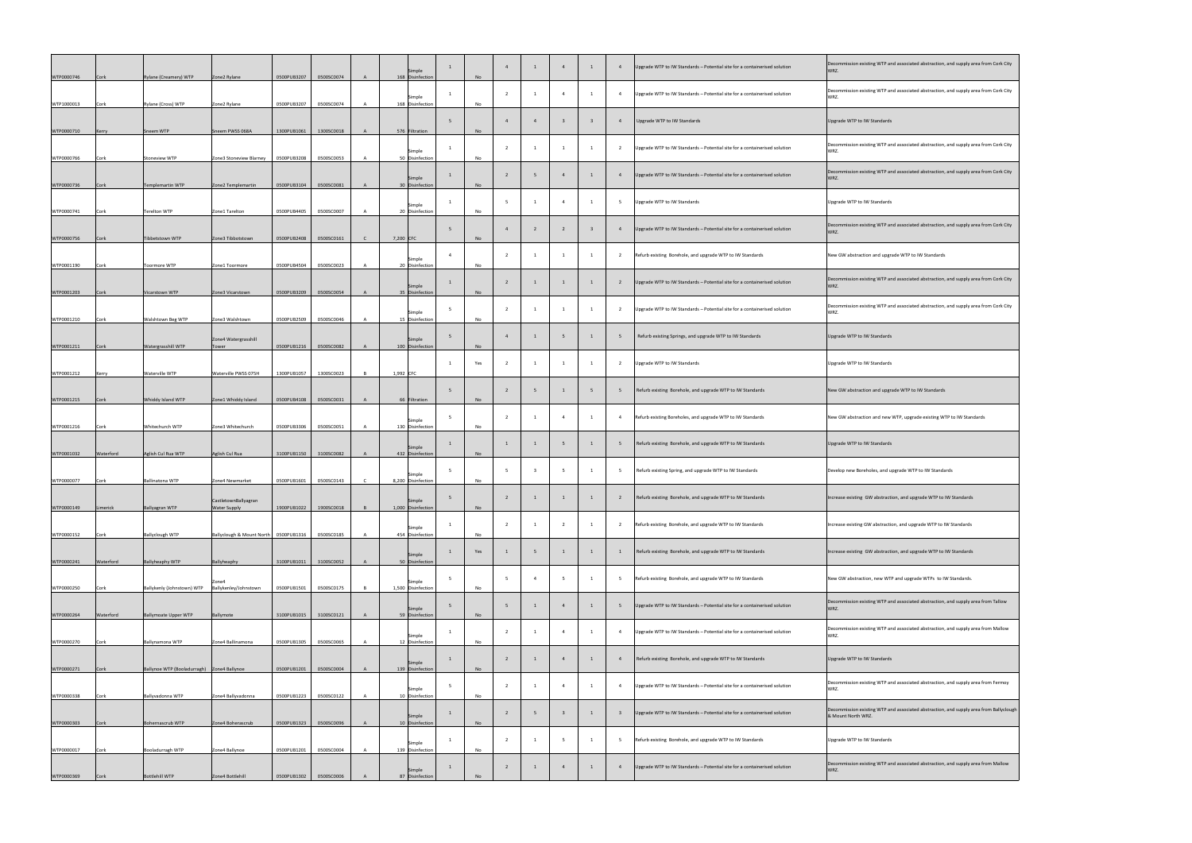| | | | | | | | | | | | | | | | | | |
|---|---|---|---|---|---|---|---|---|---|---|---|---|---|---|---|---|---|
| WTP0000746 | Cork | Rylane (Creamery) WTP | Zone2 Rylane | 0500PUB3207 | 0500SC0074 | A | 168 | Simple Disinfection | 1 | No | 4 | 1 | 4 | 1 | 4 | Upgrade WTP to IW Standards – Potential site for a containerised solution | Decommission existing WTP and associated abstraction, and supply area from Cork City WRZ. |
| WTP1000013 | Cork | Rylane (Cross) WTP | Zone2 Rylane | 0500PUB3207 | 0500SC0074 | A | 168 | Simple Disinfection | 1 | No | 2 | 1 | 4 | 1 | 4 | Upgrade WTP to IW Standards – Potential site for a containerised solution | Decommission existing WTP and associated abstraction, and supply area from Cork City WRZ. |
| WTP0000710 | Kerry | Sneem WTP | Sneem PWSS 068A | 1300PUB1061 | 1300SC0018 | A | 576 | Filtration | 5 | No | 4 | 4 | 3 | 3 | 4 | Upgrade WTP to IW Standards | Upgrade WTP to IW Standards |
| WTP0000766 | Cork | Stoneview WTP | Zone3 Stoneview Blarney | 0500PUB3208 | 0500SC0053 | A | 50 | Simple Disinfection | 1 | No | 2 | 1 | 1 | 1 | 2 | Upgrade WTP to IW Standards – Potential site for a containerised solution | Decommission existing WTP and associated abstraction, and supply area from Cork City WRZ. |
| WTP0000736 | Cork | Templemartin WTP | Zone2 Templemartin | 0500PUB3104 | 0500SC0081 | A | 30 | Simple Disinfection | 1 | No | 2 | 5 | 4 | 1 | 4 | Upgrade WTP to IW Standards – Potential site for a containerised solution | Decommission existing WTP and associated abstraction, and supply area from Cork City WRZ. |
| WTP0000741 | Cork | Terelton WTP | Zone1 Terelton | 0500PUB4405 | 0500SC0007 | A | 20 | Simple Disinfection | 1 | No | 5 | 1 | 4 | 1 | 5 | Upgrade WTP to IW Standards | Upgrade WTP to IW Standards |
| WTP0000756 | Cork | Tibbotstown WTP | Zone3 Tibbotstown | 0500PUB2408 | 0500SC0161 | C | 7,200 | CFC | 5 | No | 4 | 2 | 2 | 3 | 4 | Upgrade WTP to IW Standards – Potential site for a containerised solution | Decommission existing WTP and associated abstraction, and supply area from Cork City WRZ. |
| WTP0001190 | Cork | Toormore WTP | Zone1 Toormore | 0500PUB4504 | 0500SC0023 | A | 20 | Simple Disinfection | 4 | No | 2 | 1 | 1 | 1 | 2 | Refurb existing Borehole, and upgrade WTP to IW Standards | New GW abstraction and upgrade WTP to IW Standards |
| WTP0001203 | Cork | Vicarstown WTP | Zone3 Vicarstown | 0500PUB3209 | 0500SC0054 | A | 35 | Simple Disinfection | 1 | No | 2 | 1 | 1 | 1 | 2 | Upgrade WTP to IW Standards – Potential site for a containerised solution | Decommission existing WTP and associated abstraction, and supply area from Cork City WRZ. |
| WTP0001210 | Cork | Walshtown Beg WTP | Zone3 Walshtown | 0500PUB2509 | 0500SC0046 | A | 15 | Simple Disinfection | 5 | No | 2 | 1 | 1 | 1 | 2 | Upgrade WTP to IW Standards – Potential site for a containerised solution | Decommission existing WTP and associated abstraction, and supply area from Cork City WRZ. |
| WTP0001211 | Cork | Watergrasshill WTP | Zone4 Watergrasshill Tower | 0500PUB1216 | 0500SC0082 | A | 100 | Simple Disinfection | 5 | No | 4 | 1 | 5 | 1 | 5 | Refurb existing Springs, and upgrade WTP to IW Standards | Upgrade WTP to IW Standards |
| WTP0001212 | Kerry | Waterville WTP | Waterville PWSS 075H | 1300PUB1057 | 1300SC0023 | B | 1,992 | CFC | 1 | Yes | 2 | 1 | 1 | 1 | 2 | Upgrade WTP to IW Standards | Upgrade WTP to IW Standards |
| WTP0001215 | Cork | Whiddy Island WTP | Zone1 Whiddy Island | 0500PUB4108 | 0500SC0031 | A | 66 | Filtration | 5 | No | 2 | 5 | 1 | 5 | 5 | Refurb existing Borehole, and upgrade WTP to IW Standards | New GW abstraction and upgrade WTP to IW Standards |
| WTP0001216 | Cork | Whitechurch WTP | Zone3 Whitechurch | 0500PUB3306 | 0500SC0051 | A | 130 | Simple Disinfection | 5 | No | 2 | 1 | 4 | 1 | 4 | Refurb existing Boreholes, and upgrade WTP to IW Standards | New GW abstraction and new WTP, upgrade existing WTP to IW Standards |
| WTP0001032 | Waterford | Aglish Cul Rua WTP | Aglish Cul Rua | 3100PUB1150 | 3100SC0082 | A | 432 | Simple Disinfection | 1 | No | 1 | 1 | 5 | 1 | 5 | Refurb existing Borehole, and upgrade WTP to IW Standards | Upgrade WTP to IW Standards |
| WTP0000077 | Cork | Ballinatona WTP | Zone4 Newmarket | 0500PUB1601 | 0500SC0143 | C | 8,200 | Simple Disinfection | 5 | No | 5 | 3 | 5 | 1 | 5 | Refurb existing Spring, and upgrade WTP to IW Standards | Develop new Boreholes, and upgrade WTP to IW Standards |
| WTP0000149 | Limerick | Ballyagran WTP | CastletownBallyagran Water Supply | 1900PUB1022 | 1900SC0018 | B | 1,000 | Simple Disinfection | 5 | No | 2 | 1 | 1 | 1 | 2 | Refurb existing Borehole, and upgrade WTP to IW Standards | Increase existing GW abstraction, and upgrade WTP to IW Standards |
| WTP0000152 | Cork | Ballyclough WTP | Ballyclough & Mount North | 0500PUB1316 | 0500SC0185 | A | 454 | Simple Disinfection | 1 | No | 2 | 1 | 2 | 1 | 2 | Refurb existing Borehole, and upgrade WTP to IW Standards | Increase existing GW abstraction, and upgrade WTP to IW Standards |
| WTP0000241 | Waterford | Ballyheaphy WTP | Ballyheaphy | 3100PUB1011 | 3100SC0052 | A | 50 | Simple Disinfection | 1 | Yes | 1 | 5 | 1 | 1 | 1 | Refurb existing Borehole, and upgrade WTP to IW Standards | Increase existing GW abstraction, and upgrade WTP to IW Standards |
| WTP0000250 | Cork | Ballykenly (Johnstown) WTP | Zone4 Ballykenley/Johnstown | 0500PUB1501 | 0500SC0175 | B | 1,500 | Simple Disinfection | 5 | No | 5 | 4 | 5 | 1 | 5 | Refurb existing Borehole, and upgrade WTP to IW Standards | New GW abstraction, new WTP and upgrade WTPs to IW Standards. |
| WTP0000264 | Waterford | Ballymoate Upper WTP | Ballymote | 3100PUB1015 | 3100SC0121 | A | 59 | Simple Disinfection | 5 | No | 5 | 1 | 4 | 1 | 5 | Upgrade WTP to IW Standards – Potential site for a containerised solution | Decommission existing WTP and associated abstraction, and supply area from Tallow WRZ. |
| WTP0000270 | Cork | Ballynamona WTP | Zone4 Ballinamona | 0500PUB1305 | 0500SC0065 | A | 12 | Simple Disinfection | 1 | No | 2 | 1 | 4 | 1 | 4 | Upgrade WTP to IW Standards – Potential site for a containerised solution | Decommission existing WTP and associated abstraction, and supply area from Mallow WRZ. |
| WTP0000271 | Cork | Ballynoe WTP (Booladurragh) | Zone4 Ballynoe | 0500PUB1201 | 0500SC0004 | A | 139 | Simple Disinfection | 1 | No | 2 | 1 | 4 | 1 | 4 | Refurb existing Borehole, and upgrade WTP to IW Standards | Upgrade WTP to IW Standards |
| WTP0000338 | Cork | Ballyvadonna WTP | Zone4 Ballyvadonna | 0500PUB1223 | 0500SC0122 | A | 10 | Simple Disinfection | 5 | No | 2 | 1 | 4 | 1 | 4 | Upgrade WTP to IW Standards – Potential site for a containerised solution | Decommission existing WTP and associated abstraction, and supply area from Fermoy WRZ. |
| WTP0000303 | Cork | Boherascrub WTP | Zone4 Boherascrub | 0500PUB1323 | 0500SC0096 | A | 10 | Simple Disinfection | 1 | No | 2 | 5 | 3 | 1 | 3 | Upgrade WTP to IW Standards – Potential site for a containerised solution | Decommission existing WTP and associated abstraction, and supply area from Ballyclough & Mount North WRZ. |
| WTP0000017 | Cork | Booladurragh WTP | Zone4 Ballynoe | 0500PUB1201 | 0500SC0004 | A | 139 | Simple Disinfection | 1 | No | 2 | 1 | 5 | 1 | 5 | Refurb existing Borehole, and upgrade WTP to IW Standards | Upgrade WTP to IW Standards |
| WTP0000369 | Cork | Bottlehill WTP | Zone4 Bottlehill | 0500PUB1302 | 0500SC0006 | A | 87 | Simple Disinfection | 1 | No | 2 | 1 | 4 | 1 | 4 | Upgrade WTP to IW Standards – Potential site for a containerised solution | Decommission existing WTP and associated abstraction, and supply area from Mallow WRZ. |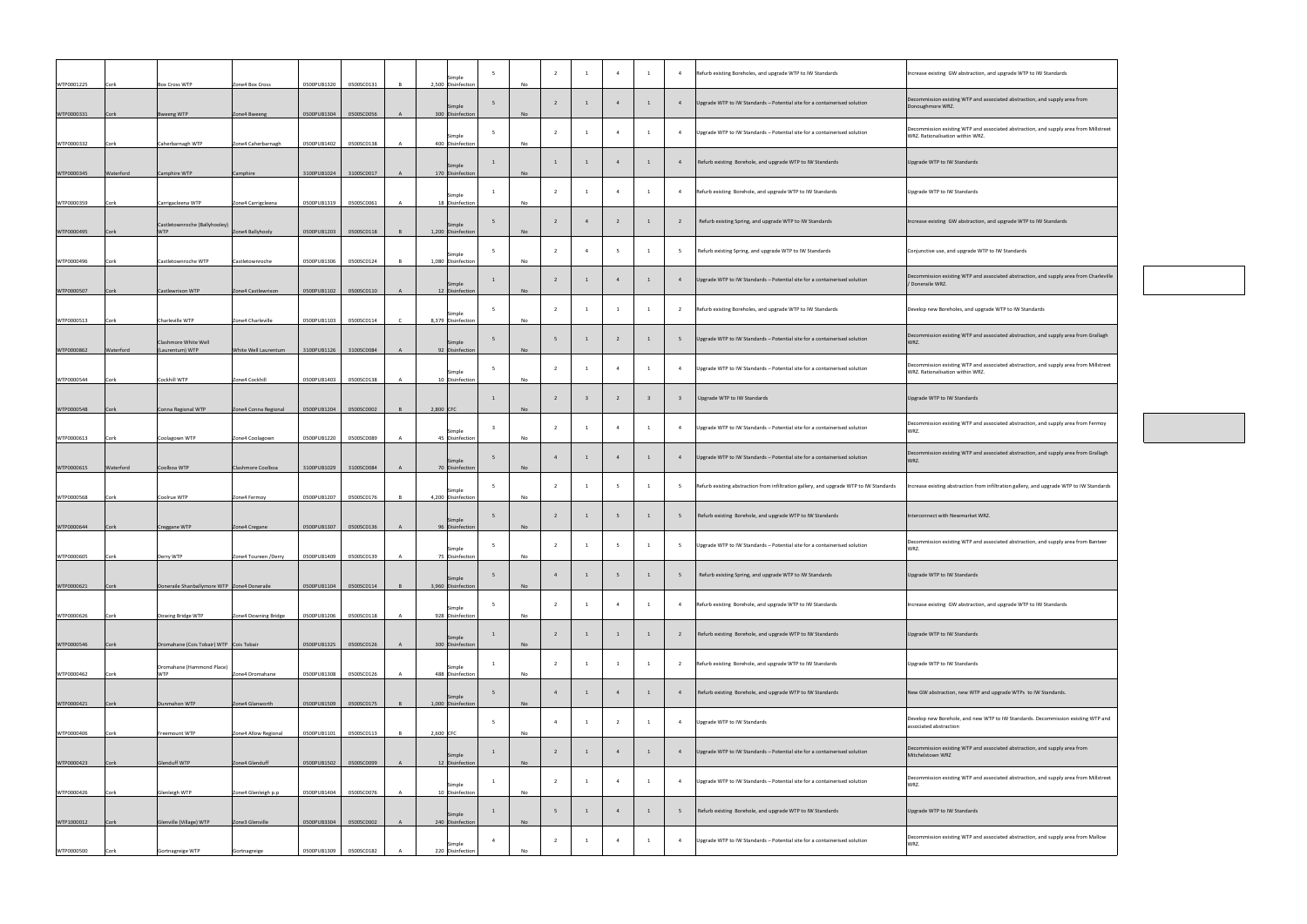| | | | | | | | | | | | | | | | | | | |
|---|---|---|---|---|---|---|---|---|---|---|---|---|---|---|---|---|---|---|
| WTP0001225 | Cork | Box Cross WTP | Zone4 Box Cross | 0500PUB1320 | 0500SC0131 | B | 2,500 | Simple Disinfection | 5 | No | 2 | 1 | 4 | 1 | 4 | Refurb existing Boreholes, and upgrade WTP to IW Standards | Increase existing GW abstraction, and upgrade WTP to IW Standards |
| WTP0000331 | Cork | Bweeng WTP | Zone4 Bweeng | 0500PUB1304 | 0500SC0056 | A | 300 | Simple Disinfection | 5 | No | 2 | 1 | 4 | 1 | 4 | Upgrade WTP to IW Standards – Potential site for a containerised solution | Decommission existing WTP and associated abstraction, and supply area from Donoughmore WRZ. |
| WTP0000332 | Cork | Caherbarnagh WTP | Zone4 Caherbarnagh | 0500PUB1402 | 0500SC0138 | A | 400 | Simple Disinfection | 5 | No | 2 | 1 | 4 | 1 | 4 | Upgrade WTP to IW Standards – Potential site for a containerised solution | Decommission existing WTP and associated abstraction, and supply area from Millstreet WRZ. Rationalisation within WRZ. |
| WTP0000345 | Waterford | Camphire WTP | Camphire | 3100PUB1024 | 3100SC0017 | A | 170 | Simple Disinfection | 1 | No | 1 | 1 | 4 | 1 | 4 | Refurb existing Borehole, and upgrade WTP to IW Standards | Upgrade WTP to IW Standards |
| WTP0000359 | Cork | Carrigcleena WTP | Zone4 Carrigcleena | 0500PUB1319 | 0500SC0061 | A | 18 | Simple Disinfection | 1 | No | 2 | 1 | 4 | 1 | 4 | Refurb existing Borehole, and upgrade WTP to IW Standards | Upgrade WTP to IW Standards |
| WTP0000495 | Cork | Castletownroche (Ballyhooley) WTP | Zone4 Ballyhooly | 0500PUB1203 | 0500SC0118 | B | 1,200 | Simple Disinfection | 5 | No | 2 | 4 | 2 | 1 | 2 | Refurb existing Spring, and upgrade WTP to IW Standards | Increase existing GW abstraction, and upgrade WTP to IW Standards |
| WTP0000496 | Cork | Castletownroche WTP | Castletownroche | 0500PUB1306 | 0500SC0124 | B | 1,080 | Simple Disinfection | 5 | No | 2 | 4 | 5 | 1 | 5 | Refurb existing Spring, and upgrade WTP to IW Standards | Conjunctive use, and upgrade WTP to IW Standards |
| WTP0000507 | Cork | Castlewrixon WTP | Zone4 Castlewrixon | 0500PUB1102 | 0500SC0110 | A | 12 | Simple Disinfection | 1 | No | 2 | 1 | 4 | 1 | 4 | Upgrade WTP to IW Standards – Potential site for a containerised solution | Decommission existing WTP and associated abstraction, and supply area from Charleville / Doneraile WRZ. |
| WTP0000513 | Cork | Charleville WTP | Zone4 Charleville | 0500PUB1103 | 0500SC0114 | C | 8,379 | Simple Disinfection | 5 | No | 2 | 1 | 1 | 1 | 2 | Refurb existing Boreholes, and upgrade WTP to IW Standards | Develop new Boreholes, and upgrade WTP to IW Standards |
| WTP0000862 | Waterford | Clashmore White Well (Laurentum) WTP | White Well Laurentum | 3100PUB1126 | 3100SC0084 | A | 92 | Simple Disinfection | 5 | No | 5 | 1 | 2 | 1 | 5 | Upgrade WTP to IW Standards – Potential site for a containerised solution | Decommission existing WTP and associated abstraction, and supply area from Grallagh WRZ. |
| WTP0000544 | Cork | Cockhill WTP | Zone4 Cockhill | 0500PUB1403 | 0500SC0138 | A | 10 | Simple Disinfection | 5 | No | 2 | 1 | 4 | 1 | 4 | Upgrade WTP to IW Standards – Potential site for a containerised solution | Decommission existing WTP and associated abstraction, and supply area from Millstreet WRZ. Rationalisation within WRZ. |
| WTP0000548 | Cork | Conna Regional WTP | Zone4 Conna Regional | 0500PUB1204 | 0500SC0002 | B | 2,800 | CFC | 1 | No | 2 | 3 | 2 | 3 | 3 | Upgrade WTP to IW Standards | Upgrade WTP to IW Standards |
| WTP0000613 | Cork | Coolagown WTP | Zone4 Coolagown | 0500PUB1220 | 0500SC0089 | A | 45 | Simple Disinfection | 3 | No | 2 | 1 | 4 | 1 | 4 | Upgrade WTP to IW Standards – Potential site for a containerised solution | Decommission existing WTP and associated abstraction, and supply area from Fermoy WRZ. |
| WTP0000615 | Waterford | Coolboa WTP | Clashmore Coolboa | 3100PUB1029 | 3100SC0084 | A | 70 | Simple Disinfection | 5 | No | 4 | 1 | 4 | 1 | 4 | Upgrade WTP to IW Standards – Potential site for a containerised solution | Decommission existing WTP and associated abstraction, and supply area from Grallagh WRZ. |
| WTP0000568 | Cork | Coolrue WTP | Zone4 Fermoy | 0500PUB1207 | 0500SC0176 | B | 4,200 | Simple Disinfection | 5 | No | 2 | 1 | 5 | 1 | 5 | Refurb existing abstraction from infiltration gallery, and upgrade WTP to IW Standards | Increase existing abstraction from infiltration gallery, and upgrade WTP to IW Standards |
| WTP0000644 | Cork | Creggane WTP | Zone4 Cregane | 0500PUB1307 | 0500SC0136 | A | 96 | Simple Disinfection | 5 | No | 2 | 1 | 5 | 1 | 5 | Refurb existing Borehole, and upgrade WTP to IW Standards | Interconnect with Newmarket WRZ. |
| WTP0000605 | Cork | Derry WTP | Zone4 Toureen /Derry | 0500PUB1409 | 0500SC0139 | A | 75 | Simple Disinfection | 5 | No | 2 | 1 | 5 | 1 | 5 | Upgrade WTP to IW Standards – Potential site for a containerised solution | Decommission existing WTP and associated abstraction, and supply area from Banteer WRZ. |
| WTP0000621 | Cork | Doneraile Shanballymore WTP | Zone4 Doneraile | 0500PUB1104 | 0500SC0114 | B | 3,960 | Simple Disinfection | 5 | No | 4 | 1 | 5 | 1 | 5 | Refurb existing Spring, and upgrade WTP to IW Standards | Upgrade WTP to IW Standards |
| WTP0000626 | Cork | Dowing Bridge WTP | Zone4 Downing Bridge | 0500PUB1206 | 0500SC0118 | A | 928 | Simple Disinfection | 5 | No | 2 | 1 | 4 | 1 | 4 | Refurb existing Borehole, and upgrade WTP to IW Standards | Increase existing GW abstraction, and upgrade WTP to IW Standards |
| WTP0000546 | Cork | Dromahane (Cois Tobair) WTP | Cois Tobair | 0500PUB1325 | 0500SC0126 | A | 300 | Simple Disinfection | 1 | No | 2 | 1 | 1 | 1 | 2 | Refurb existing Borehole, and upgrade WTP to IW Standards | Upgrade WTP to IW Standards |
| WTP0000462 | Cork | Dromahane (Hammond Place) WTP | Zone4 Dromahane | 0500PUB1308 | 0500SC0126 | A | 488 | Simple Disinfection | 1 | No | 2 | 1 | 1 | 1 | 2 | Refurb existing Borehole, and upgrade WTP to IW Standards | Upgrade WTP to IW Standards |
| WTP0000421 | Cork | Dunmahon WTP | Zone4 Glanworth | 0500PUB1509 | 0500SC0175 | B | 1,000 | Simple Disinfection | 5 | No | 4 | 1 | 4 | 1 | 4 | Refurb existing Borehole, and upgrade WTP to IW Standards | New GW abstraction, new WTP and upgrade WTPs to IW Standards. |
| WTP0000406 | Cork | Freemount WTP | Zone4 Allow Regional | 0500PUB1101 | 0500SC0113 | B | 2,600 | CFC | 5 | No | 4 | 1 | 2 | 1 | 4 | Upgrade WTP to IW Standards | Develop new Borehole, and new WTP to IW Standards. Decommission existing WTP and associated abstraction |
| WTP0000423 | Cork | Glenduff WTP | Zone4 Glenduff | 0500PUB1502 | 0500SC0099 | A | 12 | Simple Disinfection | 1 | No | 2 | 1 | 4 | 1 | 4 | Upgrade WTP to IW Standards – Potential site for a containerised solution | Decommission existing WTP and associated abstraction, and supply area from Mitchelstown WRZ |
| WTP0000426 | Cork | Glenleigh WTP | Zone4 Glenleigh p.p | 0500PUB1404 | 0500SC0076 | A | 10 | Simple Disinfection | 1 | No | 2 | 1 | 4 | 1 | 4 | Upgrade WTP to IW Standards – Potential site for a containerised solution | Decommission existing WTP and associated abstraction, and supply area from Millstreet WRZ. |
| WTP1000012 | Cork | Glenville (Village) WTP | Zone3 Glenville | 0500PUB3304 | 0500SC0002 | A | 240 | Simple Disinfection | 1 | No | 5 | 1 | 4 | 1 | 5 | Refurb existing Borehole, and upgrade WTP to IW Standards | Upgrade WTP to IW Standards |
| WTP0000500 | Cork | Gortnagreige WTP | Gortnagreige | 0500PUB1309 | 0500SC0182 | A | 220 | Simple Disinfection | 4 | No | 2 | 1 | 4 | 1 | 4 | Upgrade WTP to IW Standards – Potential site for a containerised solution | Decommission existing WTP and associated abstraction, and supply area from Mallow WRZ. |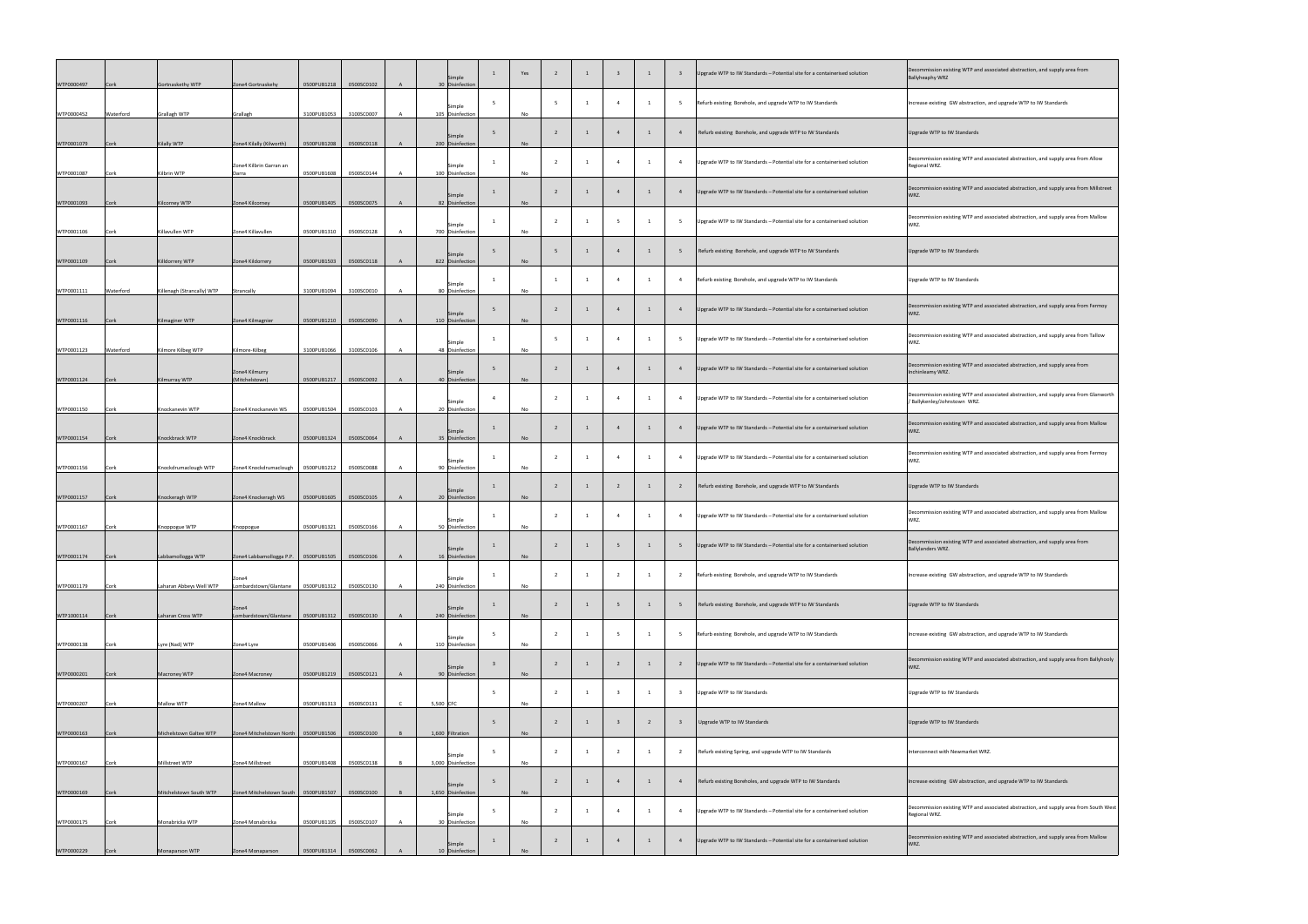| | | | | | | | | | | | | | | | | | | |
|---|---|---|---|---|---|---|---|---|---|---|---|---|---|---|---|---|---|---|
| WTP0000497 | Cork | Gortnaskehy WTP | Zone4 Gortnaskehy | 0500PUB1218 | 0500SC0102 | A | 30 | Simple Disinfection | 1 | Yes | 2 | 1 | 3 | 1 | 3 | Upgrade WTP to IW Standards – Potential site for a containerised solution | Decommission existing WTP and associated abstraction, and supply area from Ballyheaphy WRZ |
| WTP0000452 | Waterford | Grallagh WTP | Grallagh | 3100PUB1053 | 3100SC0007 | A | 105 | Simple Disinfection | 5 | No | 5 | 1 | 4 | 1 | 5 | Refurb existing Borehole, and upgrade WTP to IW Standards | Increase existing GW abstraction, and upgrade WTP to IW Standards |
| WTP0001079 | Cork | Kilally WTP | Zone4 Kilally (Kilworth) | 0500PUB1208 | 0500SC0118 | A | 200 | Simple Disinfection | 5 | No | 2 | 1 | 4 | 1 | 4 | Refurb existing Borehole, and upgrade WTP to IW Standards | Upgrade WTP to IW Standards |
| WTP0001087 | Cork | Kilbrin WTP | Zone4 Kilbrin Garran an Darra | 0500PUB1608 | 0500SC0144 | A | 100 | Simple Disinfection | 1 | No | 2 | 1 | 4 | 1 | 4 | Upgrade WTP to IW Standards – Potential site for a containerised solution | Decommission existing WTP and associated abstraction, and supply area from Allow Regional WRZ. |
| WTP0001093 | Cork | Kilcorney WTP | Zone4 Kilcorney | 0500PUB1405 | 0500SC0075 | A | 82 | Simple Disinfection | 1 | No | 2 | 1 | 4 | 1 | 4 | Upgrade WTP to IW Standards – Potential site for a containerised solution | Decommission existing WTP and associated abstraction, and supply area from Millstreet WRZ. |
| WTP0001106 | Cork | Killavullen WTP | Zone4 Killavullen | 0500PUB1310 | 0500SC0128 | A | 700 | Simple Disinfection | 1 | No | 2 | 1 | 5 | 1 | 5 | Upgrade WTP to IW Standards – Potential site for a containerised solution | Decommission existing WTP and associated abstraction, and supply area from Mallow WRZ. |
| WTP0001109 | Cork | Killdorrery WTP | Zone4 Kildorrery | 0500PUB1503 | 0500SC0118 | A | 822 | Simple Disinfection | 5 | No | 5 | 1 | 4 | 1 | 5 | Refurb existing Borehole, and upgrade WTP to IW Standards | Upgrade WTP to IW Standards |
| WTP0001111 | Waterford | Killenagh (Strancally) WTP | Strancally | 3100PUB1094 | 3100SC0010 | A | 80 | Simple Disinfection | 1 | No | 1 | 1 | 4 | 1 | 4 | Refurb existing Borehole, and upgrade WTP to IW Standards | Upgrade WTP to IW Standards |
| WTP0001116 | Cork | Kilmaginer WTP | Zone4 Kilmagnier | 0500PUB1210 | 0500SC0090 | A | 110 | Simple Disinfection | 5 | No | 2 | 1 | 4 | 1 | 4 | Upgrade WTP to IW Standards – Potential site for a containerised solution | Decommission existing WTP and associated abstraction, and supply area from Fermoy WRZ. |
| WTP0001123 | Waterford | Kilmore Kilbeg WTP | Kilmore-Kilbeg | 3100PUB1066 | 3100SC0106 | A | 48 | Simple Disinfection | 1 | No | 5 | 1 | 4 | 1 | 5 | Upgrade WTP to IW Standards – Potential site for a containerised solution | Decommission existing WTP and associated abstraction, and supply area from Tallow WRZ. |
| WTP0001124 | Cork | Kilmurray WTP | Zone4 Kilmurry (Mitchelstown) | 0500PUB1217 | 0500SC0092 | A | 40 | Simple Disinfection | 5 | No | 2 | 1 | 4 | 1 | 4 | Upgrade WTP to IW Standards – Potential site for a containerised solution | Decommission existing WTP and associated abstraction, and supply area from Inchinleamy WRZ. |
| WTP0001150 | Cork | Knockanevin WTP | Zone4 Knockanevin WS | 0500PUB1504 | 0500SC0103 | A | 20 | Simple Disinfection | 4 | No | 2 | 1 | 4 | 1 | 4 | Upgrade WTP to IW Standards – Potential site for a containerised solution | Decommission existing WTP and associated abstraction, and supply area from Glanworth / Ballykenley/Johnstown WRZ. |
| WTP0001154 | Cork | Knockbrack WTP | Zone4 Knockbrack | 0500PUB1324 | 0500SC0064 | A | 35 | Simple Disinfection | 1 | No | 2 | 1 | 4 | 1 | 4 | Upgrade WTP to IW Standards – Potential site for a containerised solution | Decommission existing WTP and associated abstraction, and supply area from Mallow WRZ. |
| WTP0001156 | Cork | Knockdrumaclough WTP | Zone4 Knockdrumaclough | 0500PUB1212 | 0500SC0088 | A | 90 | Simple Disinfection | 1 | No | 2 | 1 | 4 | 1 | 4 | Upgrade WTP to IW Standards – Potential site for a containerised solution | Decommission existing WTP and associated abstraction, and supply area from Fermoy WRZ. |
| WTP0001157 | Cork | Knockeragh WTP | Zone4 Knockeragh WS | 0500PUB1605 | 0500SC0105 | A | 20 | Simple Disinfection | 1 | No | 2 | 1 | 2 | 1 | 2 | Refurb existing Borehole, and upgrade WTP to IW Standards | Upgrade WTP to IW Standards |
| WTP0001167 | Cork | Knoppogue WTP | Knoppogue | 0500PUB1321 | 0500SC0166 | A | 50 | Simple Disinfection | 1 | No | 2 | 1 | 4 | 1 | 4 | Upgrade WTP to IW Standards – Potential site for a containerised solution | Decommission existing WTP and associated abstraction, and supply area from Mallow WRZ. |
| WTP0001174 | Cork | Labbamollogga WTP | Zone4 Labbamollogga P.P. | 0500PUB1505 | 0500SC0106 | A | 16 | Simple Disinfection | 1 | No | 2 | 1 | 5 | 1 | 5 | Upgrade WTP to IW Standards – Potential site for a containerised solution | Decommission existing WTP and associated abstraction, and supply area from Ballylanders WRZ. |
| WTP0001179 | Cork | Laharan Abbeys Well WTP | Zone4 Lombardstown/Glantane | 0500PUB1312 | 0500SC0130 | A | 240 | Simple Disinfection | 1 | No | 2 | 1 | 2 | 1 | 2 | Refurb existing Borehole, and upgrade WTP to IW Standards | Increase existing GW abstraction, and upgrade WTP to IW Standards |
| WTP1000114 | Cork | Laharan Cross WTP | Zone4 Lombardstown/Glantane | 0500PUB1312 | 0500SC0130 | A | 240 | Simple Disinfection | 1 | No | 2 | 1 | 5 | 1 | 5 | Refurb existing Borehole, and upgrade WTP to IW Standards | Upgrade WTP to IW Standards |
| WTP0000138 | Cork | Lyre (Nad) WTP | Zone4 Lyre | 0500PUB1406 | 0500SC0066 | A | 110 | Simple Disinfection | 5 | No | 2 | 1 | 5 | 1 | 5 | Refurb existing Borehole, and upgrade WTP to IW Standards | Increase existing GW abstraction, and upgrade WTP to IW Standards |
| WTP0000201 | Cork | Macroney WTP | Zone4 Macroney | 0500PUB1219 | 0500SC0121 | A | 90 | Simple Disinfection | 3 | No | 2 | 1 | 2 | 1 | 2 | Upgrade WTP to IW Standards – Potential site for a containerised solution | Decommission existing WTP and associated abstraction, and supply area from Ballyhooly WRZ. |
| WTP0000207 | Cork | Mallow WTP | Zone4 Mallow | 0500PUB1313 | 0500SC0131 | C | 5,500 | CFC | 5 | No | 2 | 1 | 3 | 1 | 3 | Upgrade WTP to IW Standards | Upgrade WTP to IW Standards |
| WTP0000163 | Cork | Michelstown Galtee WTP | Zone4 Mitchelstown North | 0500PUB1506 | 0500SC0100 | B | 1,600 | Filtration | 5 | No | 2 | 1 | 3 | 2 | 3 | Upgrade WTP to IW Standards | Upgrade WTP to IW Standards |
| WTP0000167 | Cork | Millstreet WTP | Zone4 Millstreet | 0500PUB1408 | 0500SC0138 | B | 3,000 | Simple Disinfection | 5 | No | 2 | 1 | 2 | 1 | 2 | Refurb existing Spring, and upgrade WTP to IW Standards | Interconnect with Newmarket WRZ. |
| WTP0000169 | Cork | Mitchelstown South WTP | Zone4 Mitchelstown South | 0500PUB1507 | 0500SC0100 | B | 1,650 | Simple Disinfection | 5 | No | 2 | 1 | 4 | 1 | 4 | Refurb existing Boreholes, and upgrade WTP to IW Standards | Increase existing GW abstraction, and upgrade WTP to IW Standards |
| WTP0000175 | Cork | Monabricka WTP | Zone4 Monabricka | 0500PUB1105 | 0500SC0107 | A | 30 | Simple Disinfection | 5 | No | 2 | 1 | 4 | 1 | 4 | Upgrade WTP to IW Standards – Potential site for a containerised solution | Decommission existing WTP and associated abstraction, and supply area from South West Regional WRZ. |
| WTP0000229 | Cork | Monaparson WTP | Zone4 Monaparson | 0500PUB1314 | 0500SC0062 | A | 10 | Simple Disinfection | 1 | No | 2 | 1 | 4 | 1 | 4 | Upgrade WTP to IW Standards – Potential site for a containerised solution | Decommission existing WTP and associated abstraction, and supply area from Mallow WRZ. |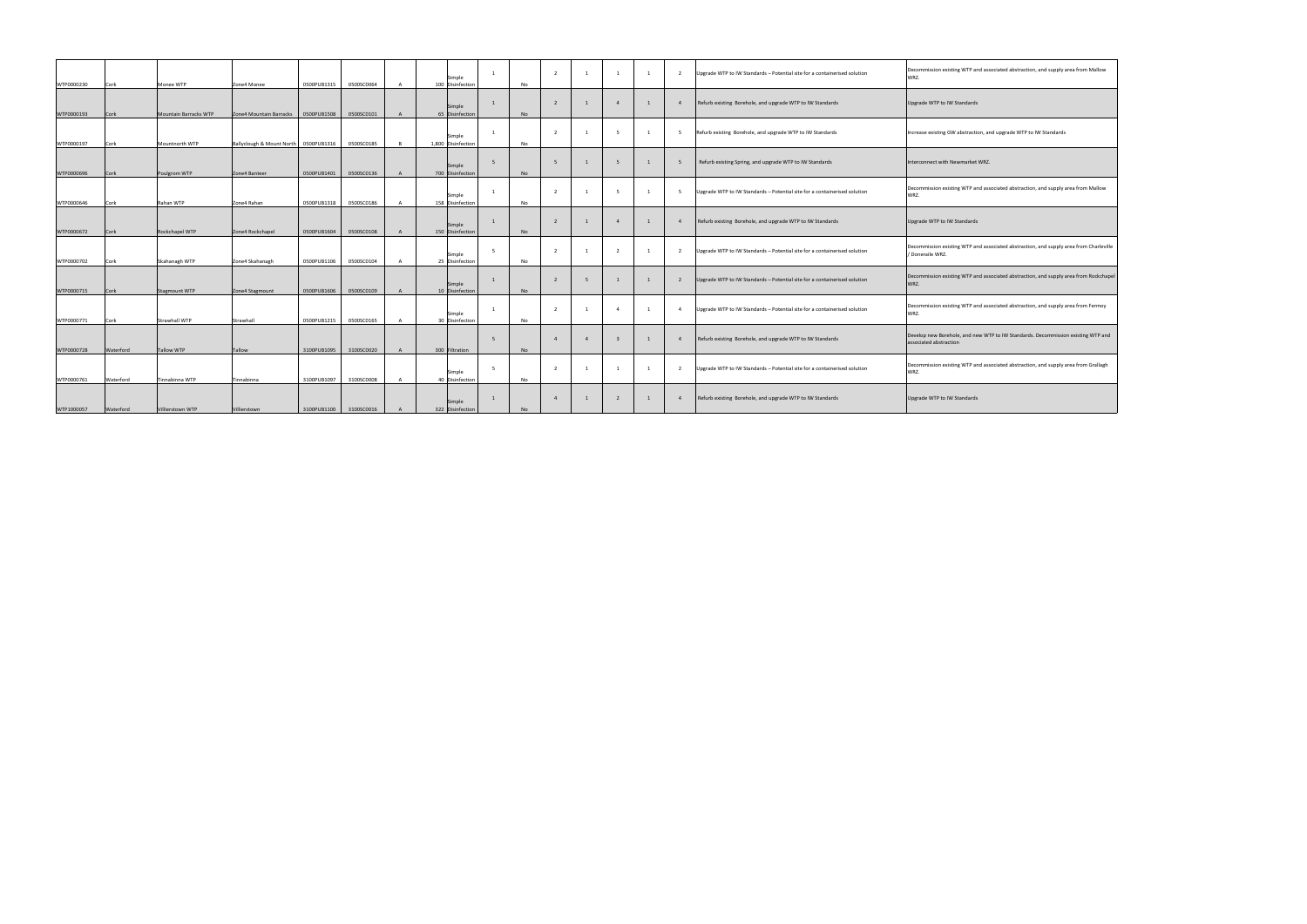| | | | | | | | | | | | | | | | | | |
|---|---|---|---|---|---|---|---|---|---|---|---|---|---|---|---|---|---|
| WTP0000230 | Cork | Monee WTP | Zone4 Monee | 0500PUB1315 | 0500SC0064 | A | 100 | Simple Disinfection | 1 | No | 2 | 1 | 1 | 1 | 2 | Upgrade WTP to IW Standards – Potential site for a containerised solution | Decommission existing WTP and associated abstraction, and supply area from Mallow WRZ. |
| WTP0000193 | Cork | Mountain Barracks WTP | Zone4 Mountain Barracks | 0500PUB1508 | 0500SC0101 | A | 65 | Simple Disinfection | 1 | No | 2 | 1 | 4 | 1 | 4 | Refurb existing Borehole, and upgrade WTP to IW Standards | Upgrade WTP to IW Standards |
| WTP0000197 | Cork | Mountnorth WTP | Ballyclough & Mount North | 0500PUB1316 | 0500SC0185 | B | 1,800 | Simple Disinfection | 1 | No | 2 | 1 | 5 | 1 | 5 | Refurb existing Borehole, and upgrade WTP to IW Standards | Increase existing GW abstraction, and upgrade WTP to IW Standards |
| WTP0000696 | Cork | Pouligrom WTP | Zone4 Banteer | 0500PUB1401 | 0500SC0136 | A | 700 | Simple Disinfection | 5 | No | 5 | 1 | 5 | 1 | 5 | Refurb existing Spring, and upgrade WTP to IW Standards | Interconnect with Newmarket WRZ. |
| WTP0000646 | Cork | Rahan WTP | Zone4 Rahan | 0500PUB1318 | 0500SC0186 | A | 158 | Simple Disinfection | 1 | No | 2 | 1 | 5 | 1 | 5 | Upgrade WTP to IW Standards – Potential site for a containerised solution | Decommission existing WTP and associated abstraction, and supply area from Mallow WRZ. |
| WTP0000672 | Cork | Rockchapel WTP | Zone4 Rockchapel | 0500PUB1604 | 0500SC0108 | A | 150 | Simple Disinfection | 1 | No | 2 | 1 | 4 | 1 | 4 | Refurb existing Borehole, and upgrade WTP to IW Standards | Upgrade WTP to IW Standards |
| WTP0000702 | Cork | Skahanagh WTP | Zone4 Skahanagh | 0500PUB1106 | 0500SC0104 | A | 25 | Simple Disinfection | 5 | No | 2 | 1 | 2 | 1 | 2 | Upgrade WTP to IW Standards – Potential site for a containerised solution | Decommission existing WTP and associated abstraction, and supply area from Charleville / Doneraile WRZ. |
| WTP0000715 | Cork | Stagmount WTP | Zone4 Stagmount | 0500PUB1606 | 0500SC0109 | A | 10 | Simple Disinfection | 1 | No | 2 | 5 | 1 | 1 | 2 | Upgrade WTP to IW Standards – Potential site for a containerised solution | Decommission existing WTP and associated abstraction, and supply area from Rockchapel WRZ. |
| WTP0000771 | Cork | Strawhall WTP | Strawhall | 0500PUB1215 | 0500SC0165 | A | 30 | Simple Disinfection | 1 | No | 2 | 1 | 4 | 1 | 4 | Upgrade WTP to IW Standards – Potential site for a containerised solution | Decommission existing WTP and associated abstraction, and supply area from Fermoy WRZ. |
| WTP0000728 | Waterford | Tallow WTP | Tallow | 3100PUB1095 | 3100SC0020 | A | 300 | Filtration | 5 | No | 4 | 4 | 3 | 1 | 4 | Refurb existing Borehole, and upgrade WTP to IW Standards | Develop new Borehole, and new WTP to IW Standards. Decommission existing WTP and associated abstraction |
| WTP0000761 | Waterford | Tinnabinna WTP | Tinnabinna | 3100PUB1097 | 3100SC0008 | A | 40 | Simple Disinfection | 5 | No | 2 | 1 | 1 | 1 | 2 | Upgrade WTP to IW Standards – Potential site for a containerised solution | Decommission existing WTP and associated abstraction, and supply area from Grallagh WRZ. |
| WTP1000057 | Waterford | Villierstown WTP | Villierstown | 3100PUB1100 | 3100SC0016 | A | 322 | Simple Disinfection | 1 | No | 4 | 1 | 2 | 1 | 4 | Refurb existing Borehole, and upgrade WTP to IW Standards | Upgrade WTP to IW Standards |